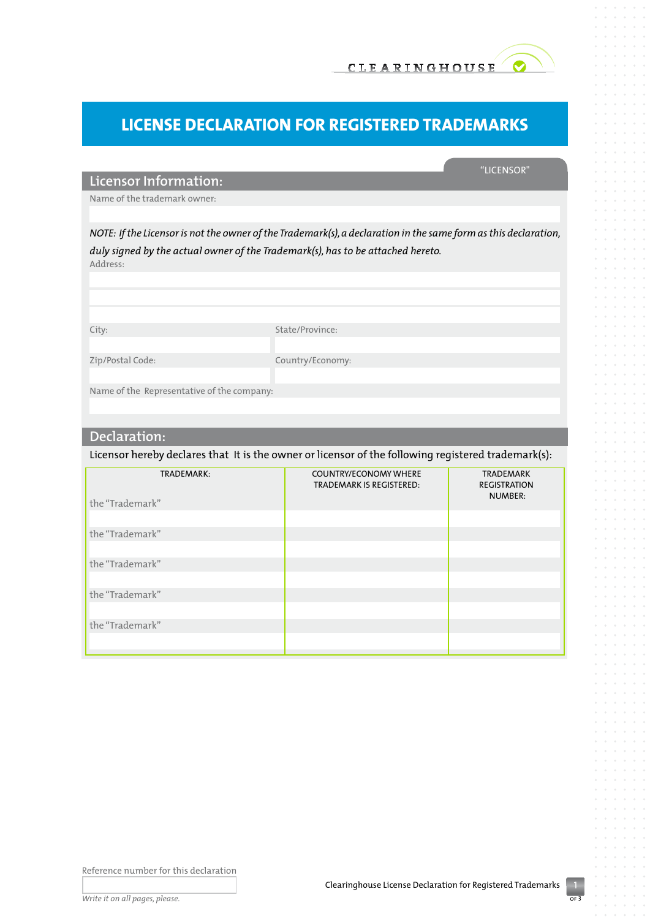CLEARINGHOUSE

# LICENSE DECLARATION FOR REGISTERED TRADEMARKS

"LICENSOR"

## Licensor Information:

Name of the trademark owner:

*NOTE: If the Licensor is not the owner of the Trademark(s), a declaration in the same form as this declaration, duly signed by the actual owner of the Trademark(s), has to be attached hereto.*

Address:

City:

State/Province:

Zip/Postal Code:

Country/Economy:

Name of the Representative of the company:

## Declaration:

Licensor hereby declares that It is the owner or licensor of the following registered trademark(s):

| TRADEMARK: | COUNTRY/ECONOMY WHERE TRADEMARK IS REGISTERED: | TRADEMARK REGISTRATION NUMBER: |
|---|---|---|
| the "Trademark" | | |
| the "Trademark" | | |
| the "Trademark" | | |
| the "Trademark" | | |
| the "Trademark" | | |

Reference number for this declaration

*Write it on all pages, please.*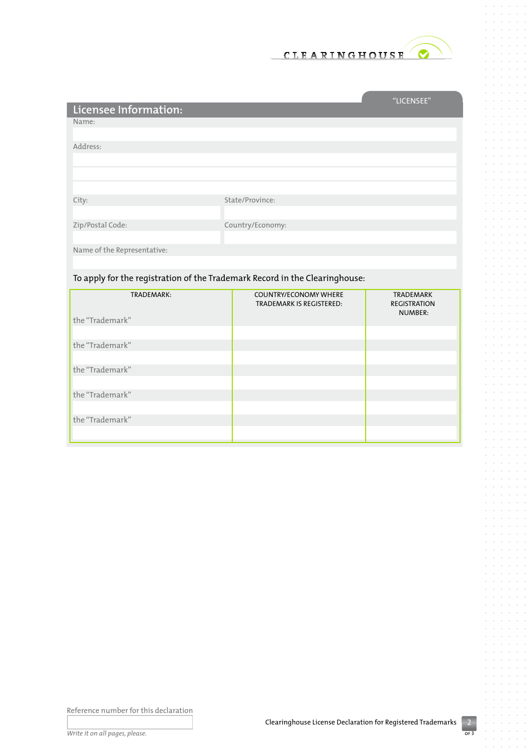CLEARINGHOUSE

"LICENSEE"

## Licensee Information:

Name:

Address:

City:

State/Province:

Zip/Postal Code:

Country/Economy:

Name of the Representative:

To apply for the registration of the Trademark Record in the Clearinghouse:

| TRADEMARK: | COUNTRY/ECONOMY WHERE TRADEMARK IS REGISTERED: | TRADEMARK REGISTRATION NUMBER: |
|---|---|---|
| the "Trademark" | | |
| the "Trademark" | | |
| the "Trademark" | | |
| the "Trademark" | | |
| the "Trademark" | | |

Reference number for this declaration

*Write it on all pages, please.*

Clearinghouse License Declaration for Registered Trademarks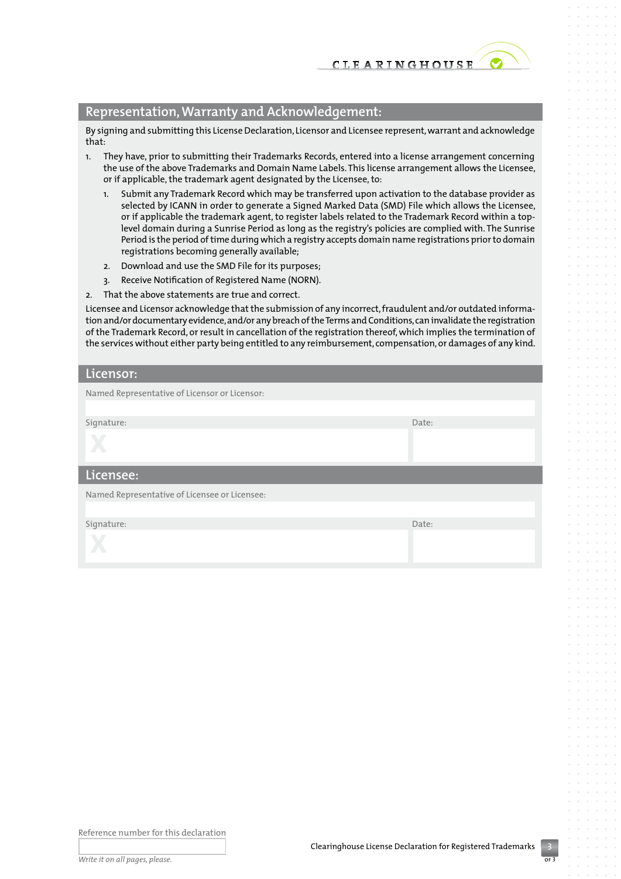## Representation, Warranty and Acknowledgement:

By signing and submitting this License Declaration, Licensor and Licensee represent, warrant and acknowledge that:

1. They have, prior to submitting their Trademarks Records, entered into a license arrangement concerning the use of the above Trademarks and Domain Name Labels. This license arrangement allows the Licensee, or if applicable, the trademark agent designated by the Licensee, to:
    1. Submit any Trademark Record which may be transferred upon activation to the database provider as selected by ICANN in order to generate a Signed Marked Data (SMD) File which allows the Licensee, or if applicable the trademark agent, to register labels related to the Trademark Record within a top-level domain during a Sunrise Period as long as the registry's policies are complied with. The Sunrise Period is the period of time during which a registry accepts domain name registrations prior to domain registrations becoming generally available;
    2. Download and use the SMD File for its purposes;
    3. Receive Notification of Registered Name (NORN).
2. That the above statements are true and correct.

Licensee and Licensor acknowledge that the submission of any incorrect, fraudulent and/or outdated information and/or documentary evidence, and/or any breach of the Terms and Conditions, can invalidate the registration of the Trademark Record, or result in cancellation of the registration thereof, which implies the termination of the services without either party being entitled to any reimbursement, compensation, or damages of any kind.

## Licensor:

Named Representative of Licensor or Licensor:

Signature: X

Date:

## Licensee:

Named Representative of Licensee or Licensee:

Signature: X

Date:

Reference number for this declaration

*Write it on all pages, please.*